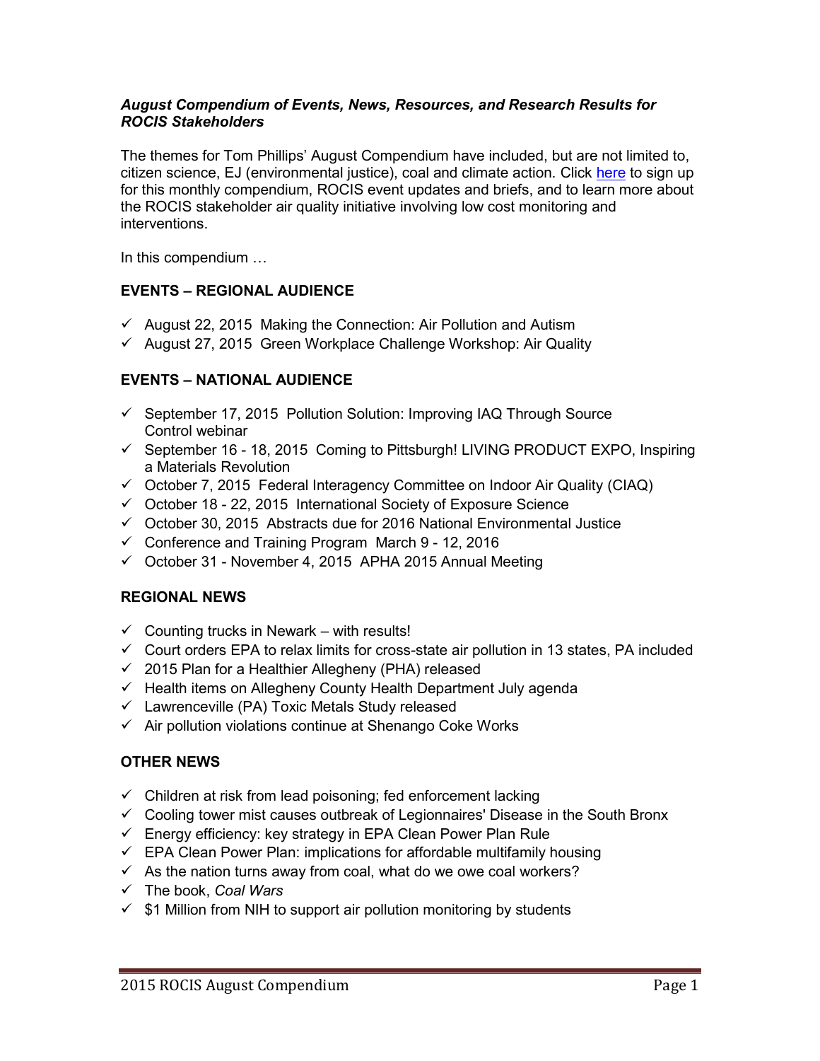***August Compendium of Events, News, Resources, and Research Results for ROCIS Stakeholders***

The themes for Tom Phillips' August Compendium have included, but are not limited to, citizen science, EJ (environmental justice), coal and climate action. Click here to sign up for this monthly compendium, ROCIS event updates and briefs, and to learn more about the ROCIS stakeholder air quality initiative involving low cost monitoring and interventions.

In this compendium …

**EVENTS – REGIONAL AUDIENCE**

- ✓ August 22, 2015 Making the Connection: Air Pollution and Autism
- ✓ August 27, 2015 Green Workplace Challenge Workshop: Air Quality

**EVENTS – NATIONAL AUDIENCE**

- ✓ September 17, 2015 Pollution Solution: Improving IAQ Through Source Control webinar
- ✓ September 16 - 18, 2015 Coming to Pittsburgh! LIVING PRODUCT EXPO, Inspiring a Materials Revolution
- ✓ October 7, 2015 Federal Interagency Committee on Indoor Air Quality (CIAQ)
- ✓ October 18 - 22, 2015 International Society of Exposure Science
- ✓ October 30, 2015 Abstracts due for 2016 National Environmental Justice
- ✓ Conference and Training Program March 9 - 12, 2016
- ✓ October 31 - November 4, 2015 APHA 2015 Annual Meeting

**REGIONAL NEWS**

- ✓ Counting trucks in Newark – with results!
- ✓ Court orders EPA to relax limits for cross-state air pollution in 13 states, PA included
- ✓ 2015 Plan for a Healthier Allegheny (PHA) released
- ✓ Health items on Allegheny County Health Department July agenda
- ✓ Lawrenceville (PA) Toxic Metals Study released
- ✓ Air pollution violations continue at Shenango Coke Works

**OTHER NEWS**

- ✓ Children at risk from lead poisoning; fed enforcement lacking
- ✓ Cooling tower mist causes outbreak of Legionnaires' Disease in the South Bronx
- ✓ Energy efficiency: key strategy in EPA Clean Power Plan Rule
- ✓ EPA Clean Power Plan: implications for affordable multifamily housing
- ✓ As the nation turns away from coal, what do we owe coal workers?
- ✓ The book, *Coal Wars*
- ✓ $1 Million from NIH to support air pollution monitoring by students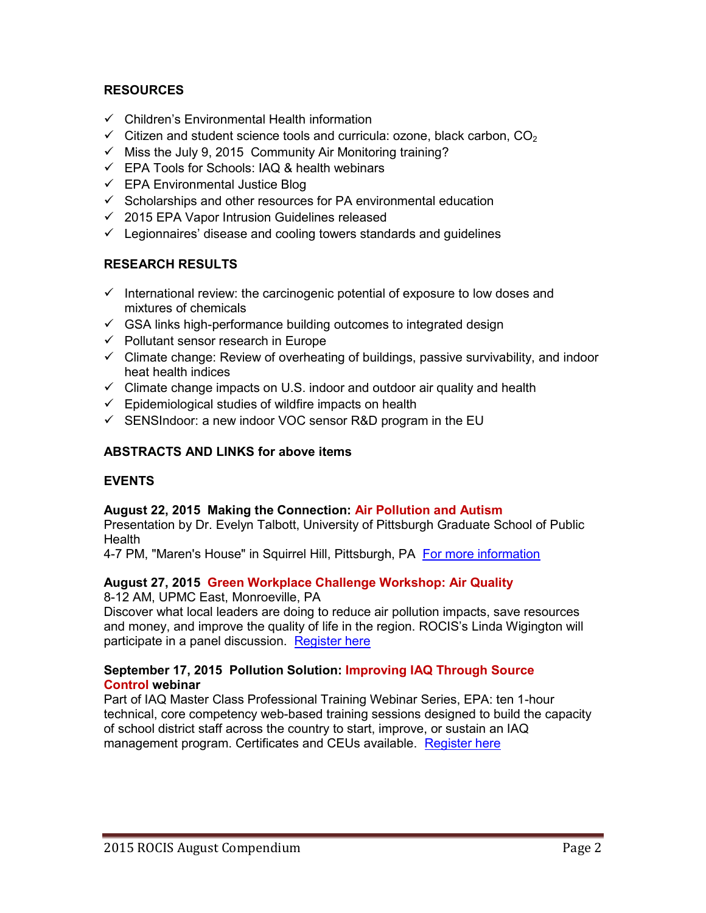## RESOURCES

- ✓ Children's Environmental Health information
- ✓ Citizen and student science tools and curricula: ozone, black carbon, $CO_2$
- ✓ Miss the July 9, 2015 Community Air Monitoring training?
- ✓ EPA Tools for Schools: IAQ & health webinars
- ✓ EPA Environmental Justice Blog
- ✓ Scholarships and other resources for PA environmental education
- ✓ 2015 EPA Vapor Intrusion Guidelines released
- ✓ Legionnaires' disease and cooling towers standards and guidelines

## RESEARCH RESULTS

- ✓ International review: the carcinogenic potential of exposure to low doses and mixtures of chemicals
- ✓ GSA links high-performance building outcomes to integrated design
- ✓ Pollutant sensor research in Europe
- ✓ Climate change: Review of overheating of buildings, passive survivability, and indoor heat health indices
- ✓ Climate change impacts on U.S. indoor and outdoor air quality and health
- ✓ Epidemiological studies of wildfire impacts on health
- ✓ SENSIndoor: a new indoor VOC sensor R&D program in the EU

## ABSTRACTS AND LINKS for above items

## EVENTS

**August 22, 2015 Making the Connection: Air Pollution and Autism**
Presentation by Dr. Evelyn Talbott, University of Pittsburgh Graduate School of Public Health
4-7 PM, "Maren's House" in Squirrel Hill, Pittsburgh, PA [For more information]

**August 27, 2015 Green Workplace Challenge Workshop: Air Quality**
8-12 AM, UPMC East, Monroeville, PA
Discover what local leaders are doing to reduce air pollution impacts, save resources and money, and improve the quality of life in the region. ROCIS's Linda Wigington will participate in a panel discussion. [Register here]

**September 17, 2015 Pollution Solution: Improving IAQ Through Source Control webinar**
Part of IAQ Master Class Professional Training Webinar Series, EPA: ten 1-hour technical, core competency web-based training sessions designed to build the capacity of school district staff across the country to start, improve, or sustain an IAQ management program. Certificates and CEUs available. [Register here]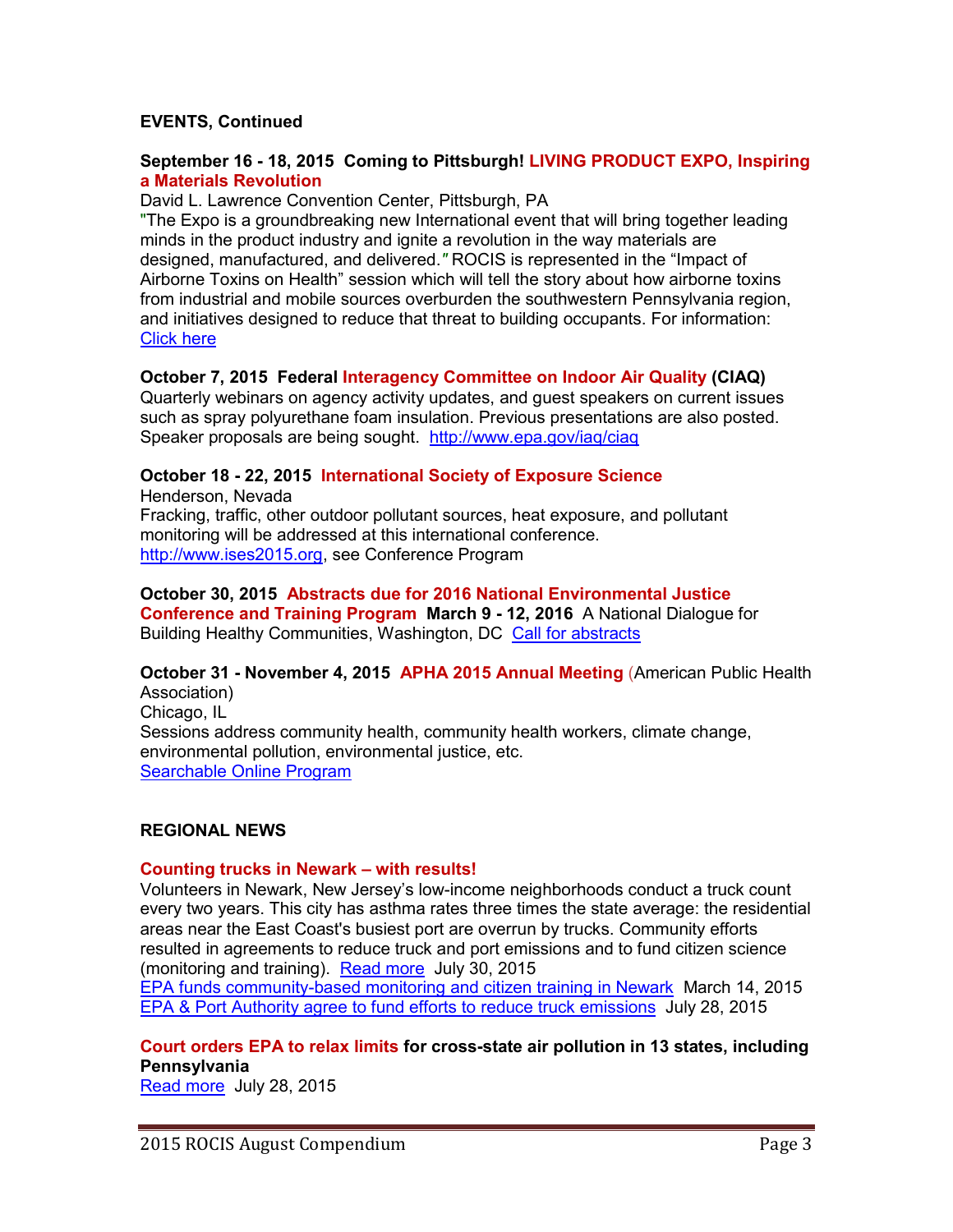**EVENTS, Continued**

**September 16 - 18, 2015 Coming to Pittsburgh! LIVING PRODUCT EXPO, Inspiring a Materials Revolution**

David L. Lawrence Convention Center, Pittsburgh, PA

"The Expo is a groundbreaking new International event that will bring together leading minds in the product industry and ignite a revolution in the way materials are designed, manufactured, and delivered." ROCIS is represented in the "Impact of Airborne Toxins on Health" session which will tell the story about how airborne toxins from industrial and mobile sources overburden the southwestern Pennsylvania region, and initiatives designed to reduce that threat to building occupants. For information: Click here

**October 7, 2015 Federal Interagency Committee on Indoor Air Quality (CIAQ)**

Quarterly webinars on agency activity updates, and guest speakers on current issues such as spray polyurethane foam insulation. Previous presentations are also posted. Speaker proposals are being sought. http://www.epa.gov/iaq/ciaq

**October 18 - 22, 2015 International Society of Exposure Science**

Henderson, Nevada

Fracking, traffic, other outdoor pollutant sources, heat exposure, and pollutant monitoring will be addressed at this international conference. http://www.ises2015.org, see Conference Program

**October 30, 2015 Abstracts due for 2016 National Environmental Justice Conference and Training Program March 9 - 12, 2016** A National Dialogue for Building Healthy Communities, Washington, DC Call for abstracts

**October 31 - November 4, 2015 APHA 2015 Annual Meeting** (American Public Health Association)

Chicago, IL

Sessions address community health, community health workers, climate change, environmental pollution, environmental justice, etc.

Searchable Online Program

**REGIONAL NEWS**

**Counting trucks in Newark – with results!**

Volunteers in Newark, New Jersey's low-income neighborhoods conduct a truck count every two years. This city has asthma rates three times the state average: the residential areas near the East Coast's busiest port are overrun by trucks. Community efforts resulted in agreements to reduce truck and port emissions and to fund citizen science (monitoring and training). Read more July 30, 2015

EPA funds community-based monitoring and citizen training in Newark March 14, 2015

EPA & Port Authority agree to fund efforts to reduce truck emissions July 28, 2015

**Court orders EPA to relax limits for cross-state air pollution in 13 states, including Pennsylvania**

Read more July 28, 2015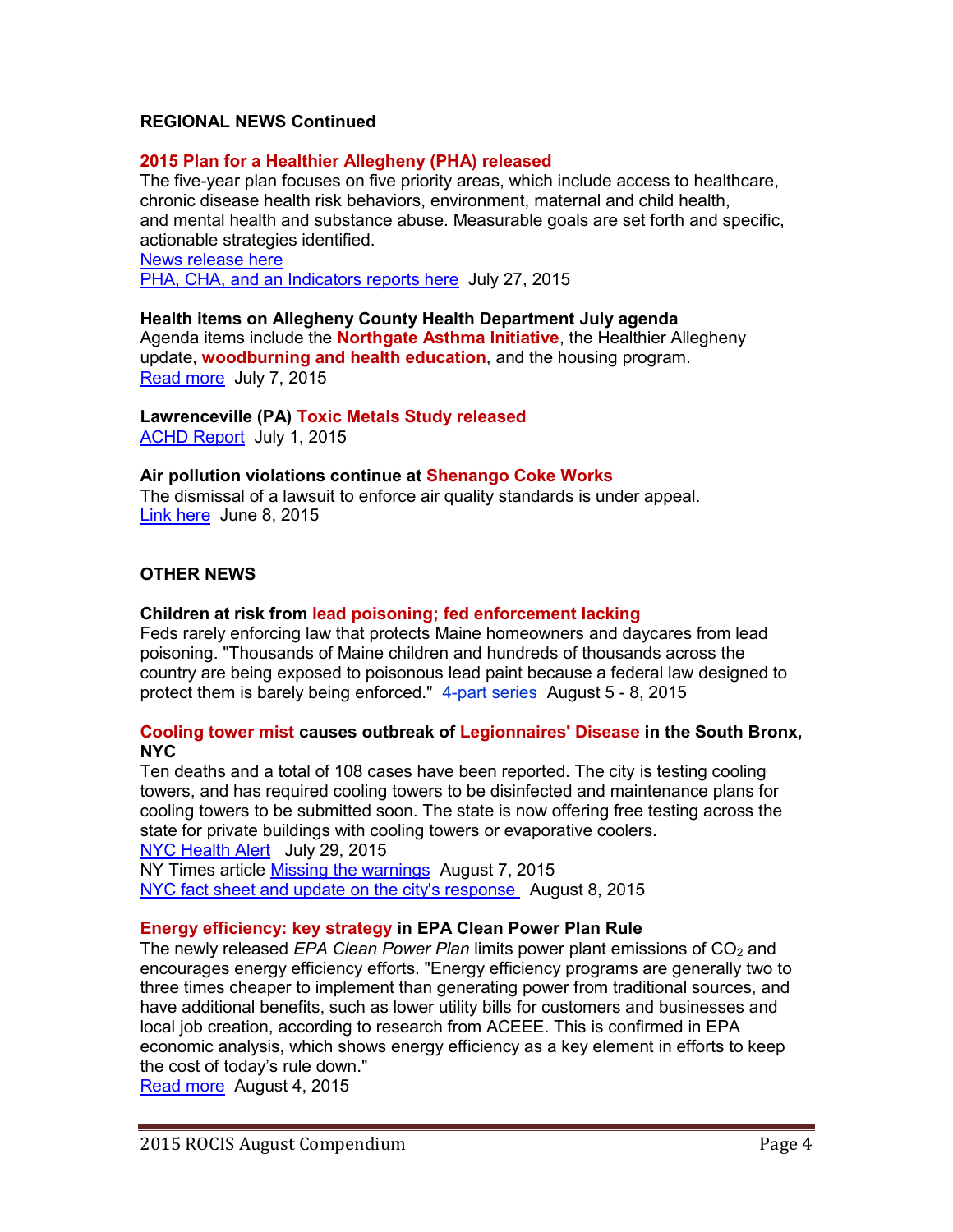## REGIONAL NEWS Continued

**2015 Plan for a Healthier Allegheny (PHA) released**

The five-year plan focuses on five priority areas, which include access to healthcare, chronic disease health risk behaviors, environment, maternal and child health, and mental health and substance abuse. Measurable goals are set forth and specific, actionable strategies identified.

News release here

PHA, CHA, and an Indicators reports here  July 27, 2015

**Health items on Allegheny County Health Department July agenda**

Agenda items include the **Northgate Asthma Initiative**, the Healthier Allegheny update, **woodburning and health education**, and the housing program.

Read more  July 7, 2015

**Lawrenceville (PA) Toxic Metals Study released**

ACHD Report  July 1, 2015

**Air pollution violations continue at Shenango Coke Works**

The dismissal of a lawsuit to enforce air quality standards is under appeal.

Link here  June 8, 2015

## OTHER NEWS

**Children at risk from lead poisoning; fed enforcement lacking**

Feds rarely enforcing law that protects Maine homeowners and daycares from lead poisoning. "Thousands of Maine children and hundreds of thousands across the country are being exposed to poisonous lead paint because a federal law designed to protect them is barely being enforced."  4-part series  August 5 - 8, 2015

**Cooling tower mist causes outbreak of Legionnaires' Disease in the South Bronx, NYC**

Ten deaths and a total of 108 cases have been reported. The city is testing cooling towers, and has required cooling towers to be disinfected and maintenance plans for cooling towers to be submitted soon. The state is now offering free testing across the state for private buildings with cooling towers or evaporative coolers.

NYC Health Alert   July 29, 2015

NY Times article Missing the warnings  August 7, 2015

NYC fact sheet and update on the city's response  August 8, 2015

**Energy efficiency: key strategy in EPA Clean Power Plan Rule**

The newly released *EPA Clean Power Plan* limits power plant emissions of $CO_2$ and encourages energy efficiency efforts. "Energy efficiency programs are generally two to three times cheaper to implement than generating power from traditional sources, and have additional benefits, such as lower utility bills for customers and businesses and local job creation, according to research from ACEEE. This is confirmed in EPA economic analysis, which shows energy efficiency as a key element in efforts to keep the cost of today's rule down."

Read more  August 4, 2015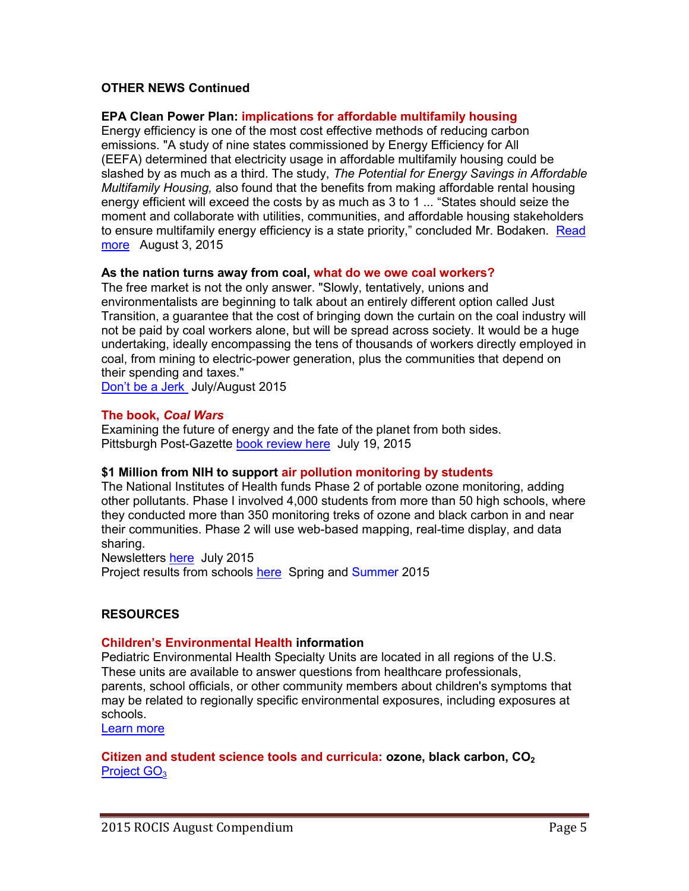**OTHER NEWS Continued**

**EPA Clean Power Plan: implications for affordable multifamily housing**

Energy efficiency is one of the most cost effective methods of reducing carbon emissions. "A study of nine states commissioned by Energy Efficiency for All (EEFA) determined that electricity usage in affordable multifamily housing could be slashed by as much as a third. The study, *The Potential for Energy Savings in Affordable Multifamily Housing,* also found that the benefits from making affordable rental housing energy efficient will exceed the costs by as much as 3 to 1 ... "States should seize the moment and collaborate with utilities, communities, and affordable housing stakeholders to ensure multifamily energy efficiency is a state priority," concluded Mr. Bodaken. Read more August 3, 2015

**As the nation turns away from coal, what do we owe coal workers?**

The free market is not the only answer. "Slowly, tentatively, unions and environmentalists are beginning to talk about an entirely different option called Just Transition, a guarantee that the cost of bringing down the curtain on the coal industry will not be paid by coal workers alone, but will be spread across society. It would be a huge undertaking, ideally encompassing the tens of thousands of workers directly employed in coal, from mining to electric-power generation, plus the communities that depend on their spending and taxes."

Don't be a Jerk July/August 2015

**The book, *Coal Wars***

Examining the future of energy and the fate of the planet from both sides.

Pittsburgh Post-Gazette book review here July 19, 2015

**$1 Million from NIH to support air pollution monitoring by students**

The National Institutes of Health funds Phase 2 of portable ozone monitoring, adding other pollutants. Phase I involved 4,000 students from more than 50 high schools, where they conducted more than 350 monitoring treks of ozone and black carbon in and near their communities. Phase 2 will use web-based mapping, real-time display, and data sharing.

Newsletters here July 2015

Project results from schools here Spring and Summer 2015

## RESOURCES

**Children's Environmental Health information**

Pediatric Environmental Health Specialty Units are located in all regions of the U.S. These units are available to answer questions from healthcare professionals, parents, school officials, or other community members about children's symptoms that may be related to regionally specific environmental exposures, including exposures at schools.

Learn more

**Citizen and student science tools and curricula: ozone, black carbon, $CO_2$**

Project $GO_3$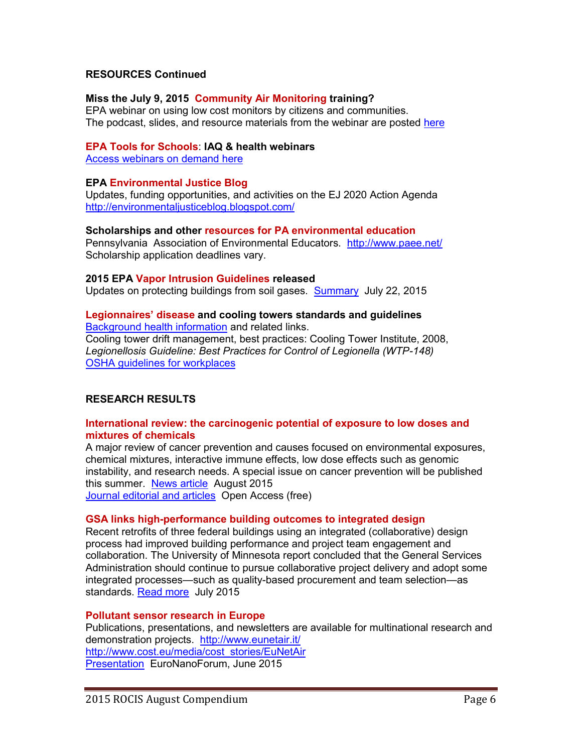## RESOURCES Continued

**Miss the July 9, 2015 Community Air Monitoring training?**
EPA webinar on using low cost monitors by citizens and communities.
The podcast, slides, and resource materials from the webinar are posted here

**EPA Tools for Schools: IAQ & health webinars**
Access webinars on demand here

**EPA Environmental Justice Blog**
Updates, funding opportunities, and activities on the EJ 2020 Action Agenda
http://environmentaljusticeblog.blogspot.com/

**Scholarships and other resources for PA environmental education**
Pennsylvania Association of Environmental Educators. http://www.paee.net/
Scholarship application deadlines vary.

**2015 EPA Vapor Intrusion Guidelines released**
Updates on protecting buildings from soil gases. Summary July 22, 2015

**Legionnaires' disease and cooling towers standards and guidelines**
Background health information and related links.
Cooling tower drift management, best practices: Cooling Tower Institute, 2008, *Legionellosis Guideline: Best Practices for Control of Legionella (WTP-148)*
OSHA guidelines for workplaces

## RESEARCH RESULTS

**International review: the carcinogenic potential of exposure to low doses and mixtures of chemicals**
A major review of cancer prevention and causes focused on environmental exposures, chemical mixtures, interactive immune effects, low dose effects such as genomic instability, and research needs. A special issue on cancer prevention will be published this summer. News article August 2015
Journal editorial and articles Open Access (free)

**GSA links high-performance building outcomes to integrated design**
Recent retrofits of three federal buildings using an integrated (collaborative) design process had improved building performance and project team engagement and collaboration. The University of Minnesota report concluded that the General Services Administration should continue to pursue collaborative project delivery and adopt some integrated processes—such as quality-based procurement and team selection—as standards. Read more July 2015

**Pollutant sensor research in Europe**
Publications, presentations, and newsletters are available for multinational research and demonstration projects. http://www.eunetair.it/
http://www.cost.eu/media/cost_stories/EuNetAir
Presentation EuroNanoForum, June 2015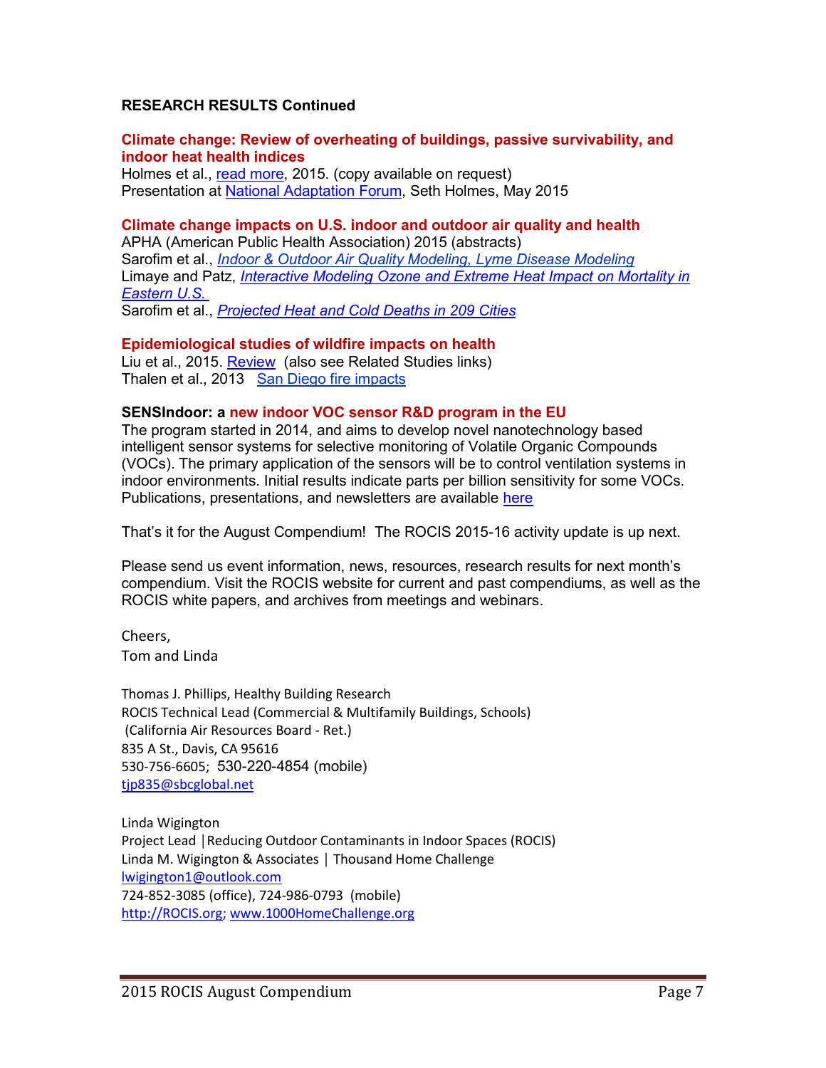**RESEARCH RESULTS Continued**

**Climate change: Review of overheating of buildings, passive survivability, and indoor heat health indices**

Holmes et al., read more, 2015. (copy available on request)
Presentation at National Adaptation Forum, Seth Holmes, May 2015

**Climate change impacts on U.S. indoor and outdoor air quality and health**

APHA (American Public Health Association) 2015 (abstracts)
Sarofim et al., *Indoor & Outdoor Air Quality Modeling, Lyme Disease Modeling*
Limaye and Patz, *Interactive Modeling Ozone and Extreme Heat Impact on Mortality in Eastern U.S.*
Sarofim et al., *Projected Heat and Cold Deaths in 209 Cities*

**Epidemiological studies of wildfire impacts on health**

Liu et al., 2015. Review (also see Related Studies links)
Thalen et al., 2013 San Diego fire impacts

**SENSIndoor: a new indoor VOC sensor R&D program in the EU**

The program started in 2014, and aims to develop novel nanotechnology based intelligent sensor systems for selective monitoring of Volatile Organic Compounds (VOCs). The primary application of the sensors will be to control ventilation systems in indoor environments. Initial results indicate parts per billion sensitivity for some VOCs. Publications, presentations, and newsletters are available here

That's it for the August Compendium! The ROCIS 2015-16 activity update is up next.

Please send us event information, news, resources, research results for next month's compendium. Visit the ROCIS website for current and past compendiums, as well as the ROCIS white papers, and archives from meetings and webinars.

Cheers,
Tom and Linda

Thomas J. Phillips, Healthy Building Research
ROCIS Technical Lead (Commercial & Multifamily Buildings, Schools)
(California Air Resources Board - Ret.)
835 A St., Davis, CA 95616
530-756-6605; 530-220-4854 (mobile)
tjp835@sbcglobal.net

Linda Wigington
Project Lead │Reducing Outdoor Contaminants in Indoor Spaces (ROCIS)
Linda M. Wigington & Associates │ Thousand Home Challenge
lwigington1@outlook.com
724-852-3085 (office), 724-986-0793 (mobile)
http://ROCIS.org; www.1000HomeChallenge.org